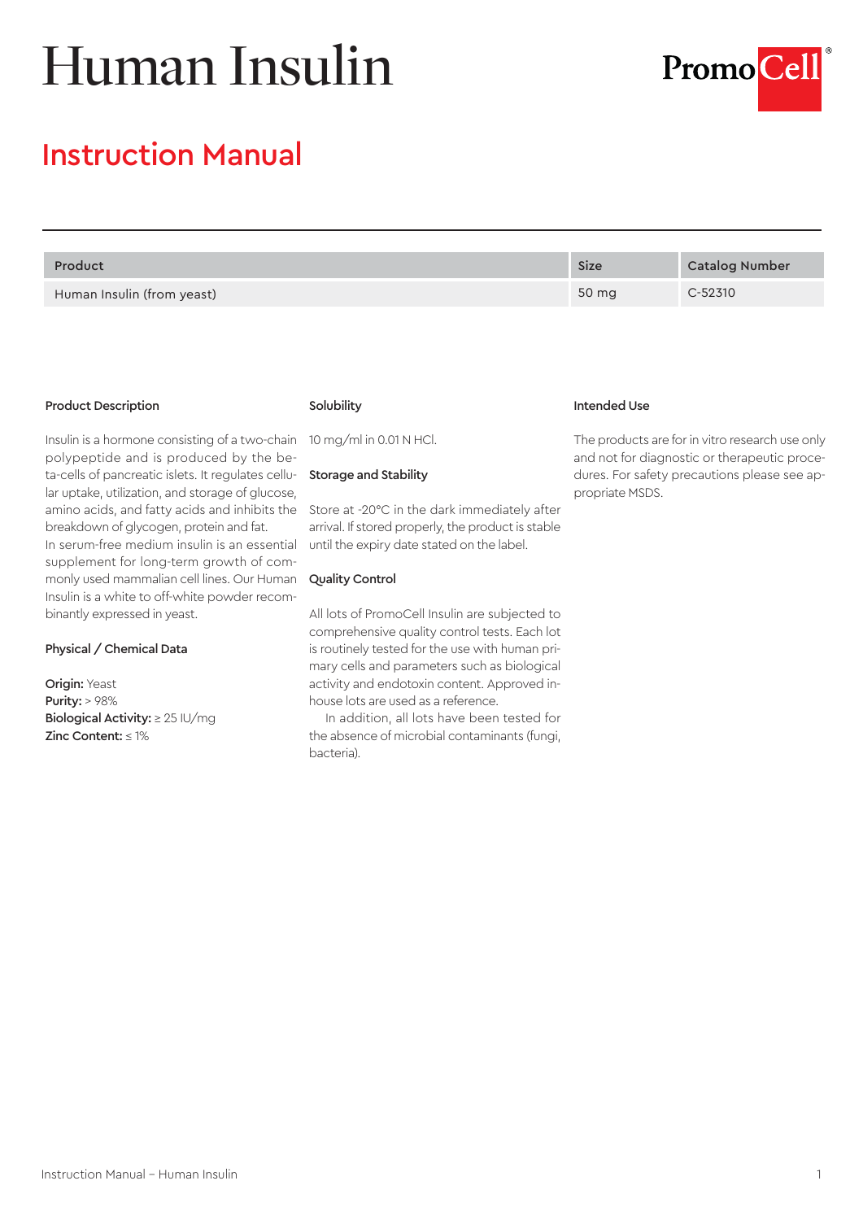# Human Insulin

PromoCell®

## Instruction Manual

| Product | Size | Catalog Number |
| --- | --- | --- |
| Human Insulin (from yeast) | 50 mg | C-52310 |

### Product Description

Insulin is a hormone consisting of a two-chain polypeptide and is produced by the beta-cells of pancreatic islets. It regulates cellular uptake, utilization, and storage of glucose, amino acids, and fatty acids and inhibits the breakdown of glycogen, protein and fat.
In serum-free medium insulin is an essential supplement for long-term growth of commonly used mammalian cell lines. Our Human Insulin is a white to off-white powder recombinantly expressed in yeast.

### Physical / Chemical Data

**Origin:** Yeast
**Purity:** > 98%
**Biological Activity:** ≥ 25 IU/mg
**Zinc Content:** ≤ 1%

### Solubility

10 mg/ml in 0.01 N HCl.

### Storage and Stability

Store at -20°C in the dark immediately after arrival. If stored properly, the product is stable until the expiry date stated on the label.

### Quality Control

All lots of PromoCell Insulin are subjected to comprehensive quality control tests. Each lot is routinely tested for the use with human primary cells and parameters such as biological activity and endotoxin content. Approved in-house lots are used as a reference.

In addition, all lots have been tested for the absence of microbial contaminants (fungi, bacteria).

### Intended Use

The products are for in vitro research use only and not for diagnostic or therapeutic procedures. For safety precautions please see appropriate MSDS.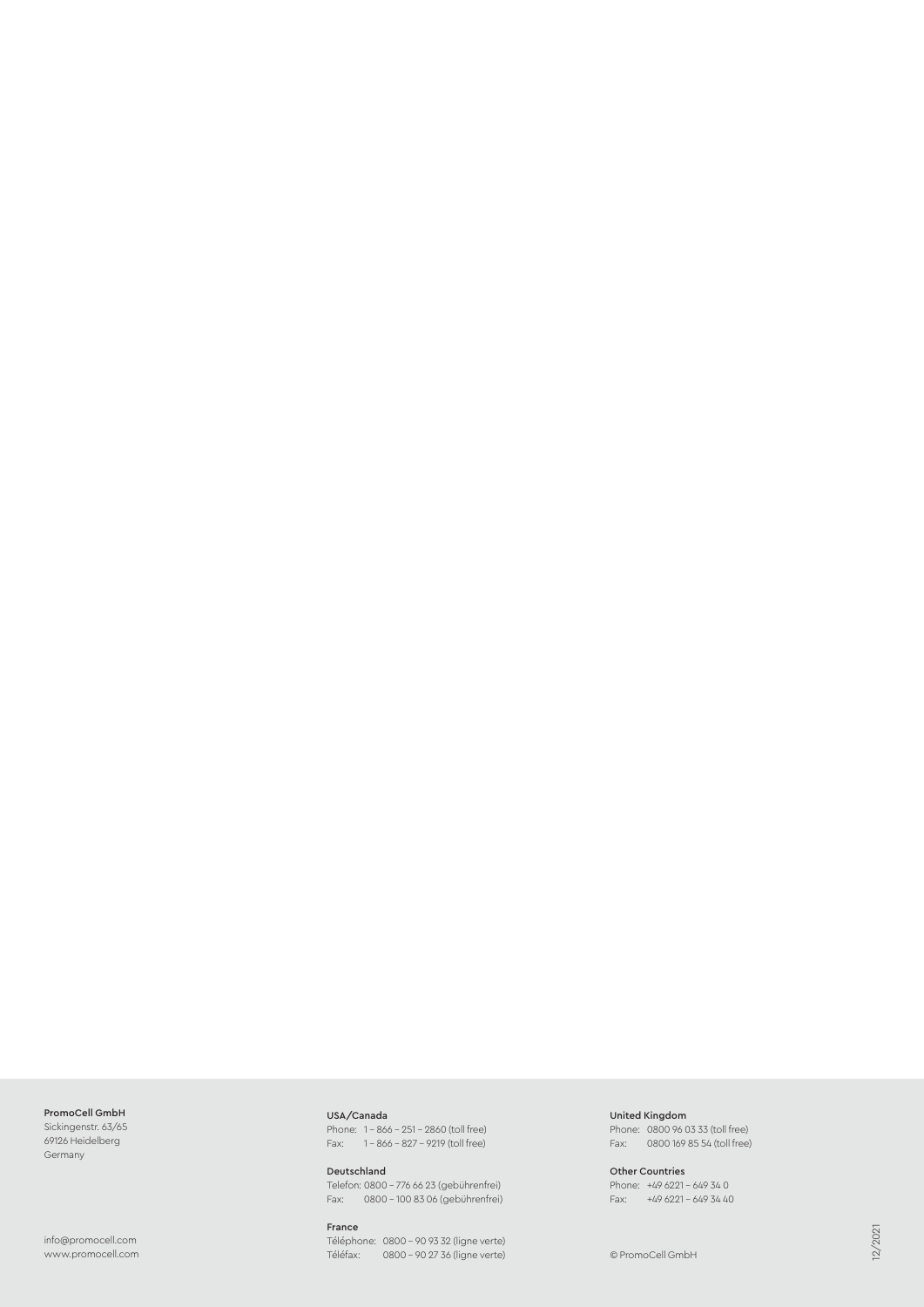**PromoCell GmbH**
Sickingenstr. 63/65
69126 Heidelberg
Germany

info@promocell.com
www.promocell.com

**USA/Canada**
Phone: 1 – 866 – 251 – 2860 (toll free)
Fax: 1 – 866 – 827 – 9219 (toll free)

**Deutschland**
Telefon: 0800 – 776 66 23 (gebührenfrei)
Fax: 0800 – 100 83 06 (gebührenfrei)

**France**
Téléphone: 0800 – 90 93 32 (ligne verte)
Téléfax: 0800 – 90 27 36 (ligne verte)

**United Kingdom**
Phone: 0800 96 03 33 (toll free)
Fax: 0800 169 85 54 (toll free)

**Other Countries**
Phone: +49 6221 – 649 34 0
Fax: +49 6221 – 649 34 40

© PromoCell GmbH

12/2021